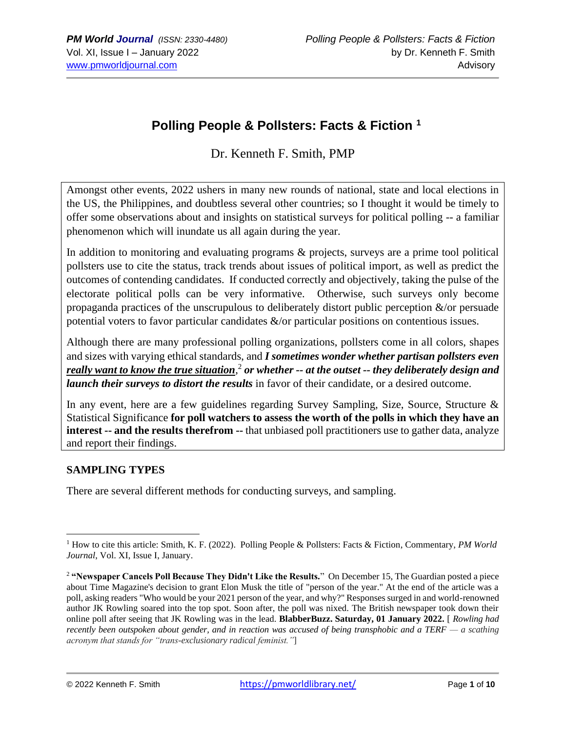# Polling People & Pollsters: Facts & Fiction [1]

Dr. Kenneth F. Smith, PMP

Amongst other events, 2022 ushers in many new rounds of national, state and local elections in the US, the Philippines, and doubtless several other countries; so I thought it would be timely to offer some observations about and insights on statistical surveys for political polling -- a familiar phenomenon which will inundate us all again during the year.

In addition to monitoring and evaluating programs & projects, surveys are a prime tool political pollsters use to cite the status, track trends about issues of political import, as well as predict the outcomes of contending candidates. If conducted correctly and objectively, taking the pulse of the electorate political polls can be very informative. Otherwise, such surveys only become propaganda practices of the unscrupulous to deliberately distort public perception &/or persuade potential voters to favor particular candidates &/or particular positions on contentious issues.

Although there are many professional polling organizations, pollsters come in all colors, shapes and sizes with varying ethical standards, and ***I sometimes wonder whether partisan pollsters even <u>really want to know the true situation</u>***,[2] ***or whether -- at the outset -- they deliberately design and launch their surveys to distort the results*** in favor of their candidate, or a desired outcome.

In any event, here are a few guidelines regarding Survey Sampling, Size, Source, Structure & Statistical Significance **for poll watchers to assess the worth of the polls in which they have an interest -- and the results therefrom --** that unbiased poll practitioners use to gather data, analyze and report their findings.

## SAMPLING TYPES

There are several different methods for conducting surveys, and sampling.

---

[1] How to cite this article: Smith, K. F. (2022). Polling People & Pollsters: Facts & Fiction, Commentary, *PM World Journal*, Vol. XI, Issue I, January.

[2] **"Newspaper Cancels Poll Because They Didn't Like the Results."** On December 15, The Guardian posted a piece about Time Magazine's decision to grant Elon Musk the title of "person of the year." At the end of the article was a poll, asking readers "Who would be your 2021 person of the year, and why?" Responses surged in and world-renowned author JK Rowling soared into the top spot. Soon after, the poll was nixed. The British newspaper took down their online poll after seeing that JK Rowling was in the lead. **BlabberBuzz. Saturday, 01 January 2022.** [ *Rowling had recently been outspoken about gender, and in reaction was accused of being transphobic and a TERF — a scathing acronym that stands for "trans-exclusionary radical feminist."* ]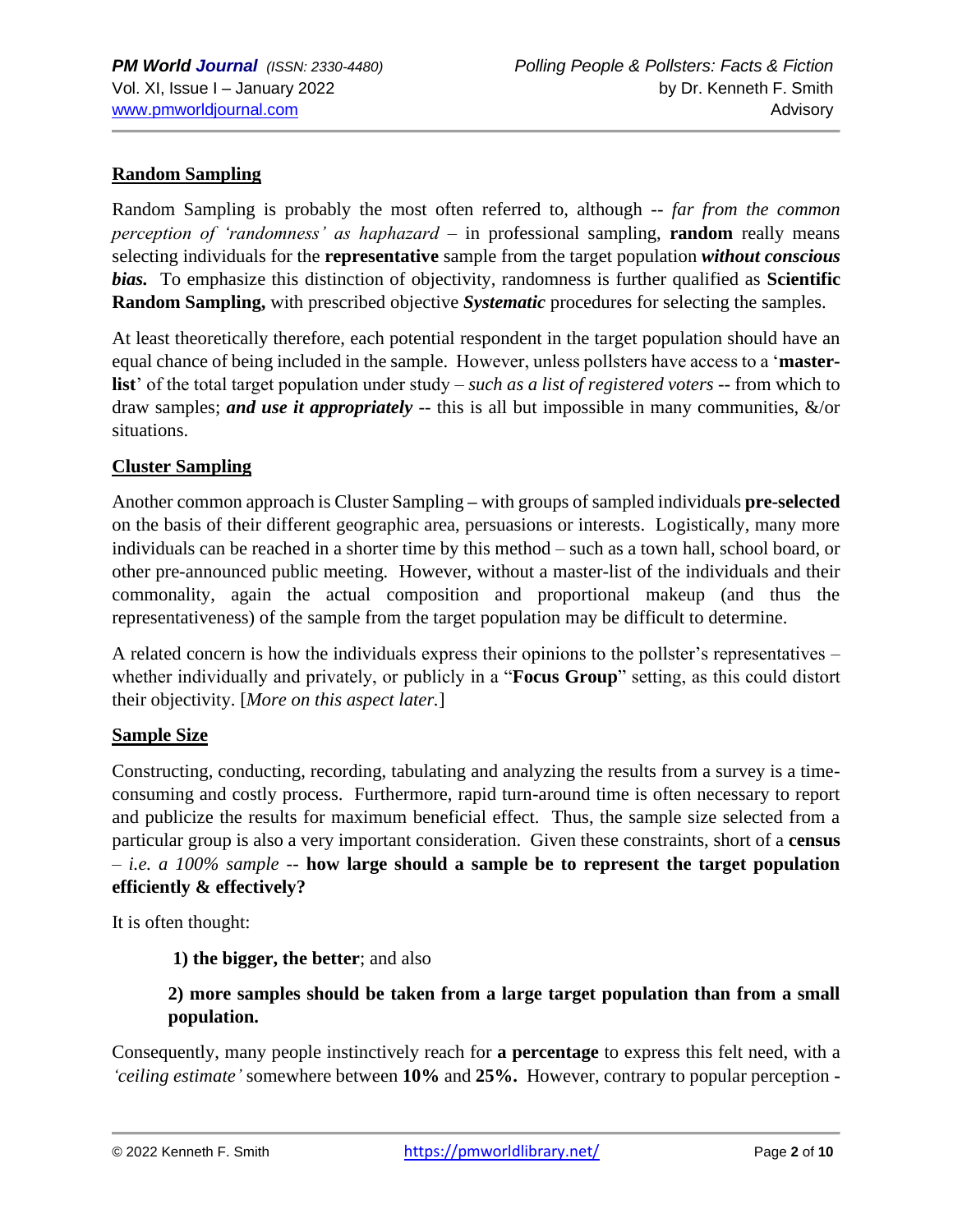**Random Sampling**

Random Sampling is probably the most often referred to, although -- *far from the common perception of 'randomness' as haphazard* – in professional sampling, **random** really means selecting individuals for the **representative** sample from the target population ***without conscious bias.*** To emphasize this distinction of objectivity, randomness is further qualified as **Scientific Random Sampling,** with prescribed objective ***Systematic*** procedures for selecting the samples.

At least theoretically therefore, each potential respondent in the target population should have an equal chance of being included in the sample. However, unless pollsters have access to a '**master-list**' of the total target population under study – *such as a list of registered voters* -- from which to draw samples; ***and use it appropriately*** -- this is all but impossible in many communities, &/or situations.

**Cluster Sampling**

Another common approach is Cluster Sampling **–** with groups of sampled individuals **pre-selected** on the basis of their different geographic area, persuasions or interests. Logistically, many more individuals can be reached in a shorter time by this method – such as a town hall, school board, or other pre-announced public meeting. However, without a master-list of the individuals and their commonality, again the actual composition and proportional makeup (and thus the representativeness) of the sample from the target population may be difficult to determine.

A related concern is how the individuals express their opinions to the pollster's representatives – whether individually and privately, or publicly in a "**Focus Group**" setting, as this could distort their objectivity. [*More on this aspect later.*]

**Sample Size**

Constructing, conducting, recording, tabulating and analyzing the results from a survey is a time-consuming and costly process. Furthermore, rapid turn-around time is often necessary to report and publicize the results for maximum beneficial effect. Thus, the sample size selected from a particular group is also a very important consideration. Given these constraints, short of a **census** – *i.e. a 100% sample* -- **how large should a sample be to represent the target population efficiently & effectively?**

It is often thought:

> **1) the bigger, the better**; and also
>
> **2) more samples should be taken from a large target population than from a small population.**

Consequently, many people instinctively reach for **a percentage** to express this felt need, with a *'ceiling estimate'* somewhere between **10%** and **25%.** However, contrary to popular perception **-**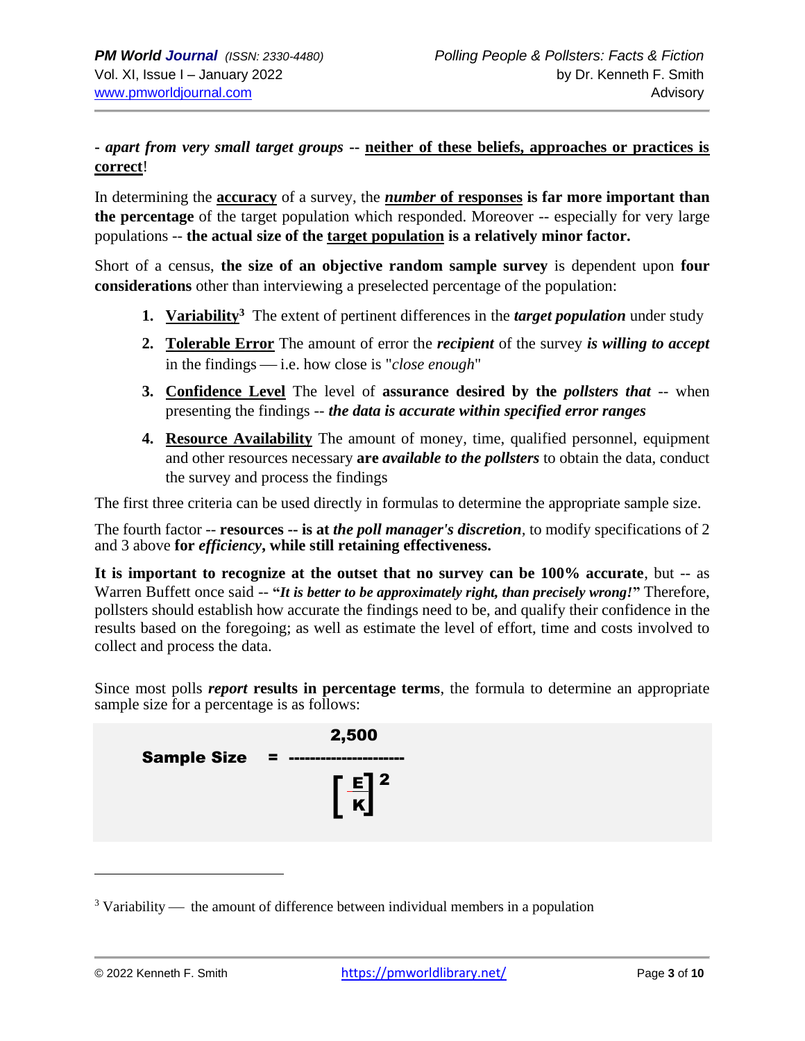*- apart from very small target groups* -- **neither of these beliefs, approaches or practices is correct**!

In determining the **accuracy** of a survey, the ***number* of responses is far more important than the percentage** of the target population which responded. Moreover -- especially for very large populations -- **the actual size of the target population is a relatively minor factor.**

Short of a census, **the size of an objective random sample survey** is dependent upon **four considerations** other than interviewing a preselected percentage of the population:

1. **Variability**[3] The extent of pertinent differences in the ***target population*** under study
2. **Tolerable Error** The amount of error the ***recipient*** of the survey ***is willing to accept*** in the findings — i.e. how close is "*close enough*"
3. **Confidence Level** The level of **assurance desired by the *pollsters that*** -- when presenting the findings -- ***the data is accurate within specified error ranges***
4. **Resource Availability** The amount of money, time, qualified personnel, equipment and other resources necessary **are *available to the pollsters*** to obtain the data, conduct the survey and process the findings

The first three criteria can be used directly in formulas to determine the appropriate sample size.

The fourth factor -- **resources -- is at *the poll manager's discretion***, to modify specifications of 2 and 3 above **for *efficiency*, while still retaining effectiveness.**

**It is important to recognize at the outset that no survey can be 100% accurate**, but -- as Warren Buffett once said -- "***It is better to be approximately right, than precisely wrong!***" Therefore, pollsters should establish how accurate the findings need to be, and qualify their confidence in the results based on the foregoing; as well as estimate the level of effort, time and costs involved to collect and process the data.

Since most polls ***report*** **results in percentage terms**, the formula to determine an appropriate sample size for a percentage is as follows:

$$\textbf{Sample Size} = \frac{2{,}500}{\left[\frac{E}{K}\right]^2}$$

---

[3] Variability — the amount of difference between individual members in a population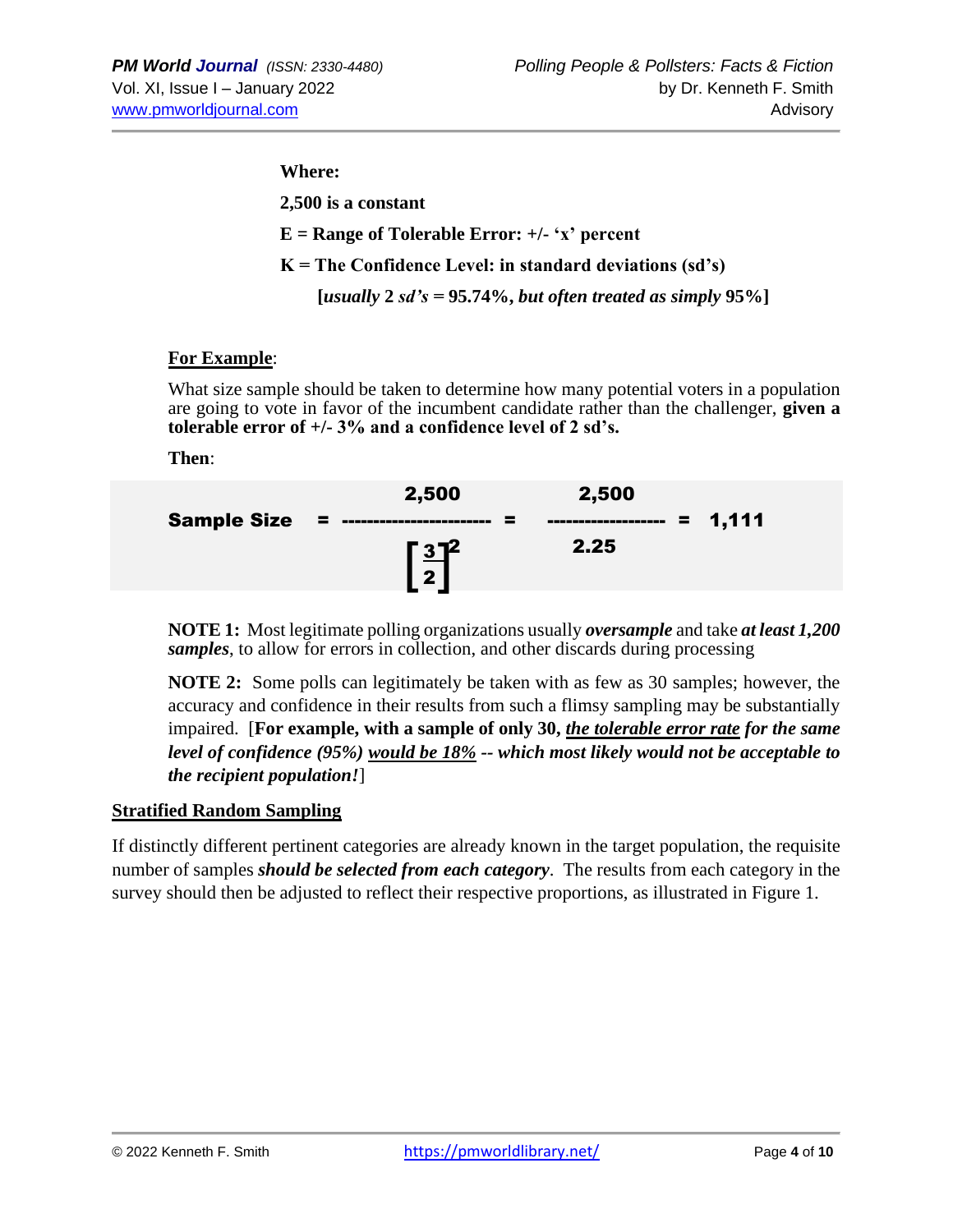**Where:**

**2,500 is a constant**

**E = Range of Tolerable Error: +/- 'x' percent**

**K = The Confidence Level: in standard deviations (sd's)**

**[*usually* 2 *sd's* = 95.74%*, but often treated as simply* 95%]**

**For Example**:

What size sample should be taken to determine how many potential voters in a population are going to vote in favor of the incumbent candidate rather than the challenger, **given a tolerable error of +/- 3% and a confidence level of 2 sd's.**

**Then**:

$$\textbf{Sample Size} = \frac{2{,}500}{\left[\frac{3}{2}\right]^2} = \frac{2{,}500}{2.25} = 1{,}111$$

**NOTE 1:** Most legitimate polling organizations usually ***oversample*** and take ***at least 1,200 samples***, to allow for errors in collection, and other discards during processing

**NOTE 2:** Some polls can legitimately be taken with as few as 30 samples; however, the accuracy and confidence in their results from such a flimsy sampling may be substantially impaired. [**For example, with a sample of only 30, *the tolerable error rate* *for the same level of confidence (95%)* *would be 18%* *-- which most likely would not be acceptable to the recipient population!***]

**Stratified Random Sampling**

If distinctly different pertinent categories are already known in the target population, the requisite number of samples ***should be selected from each category***. The results from each category in the survey should then be adjusted to reflect their respective proportions, as illustrated in Figure 1.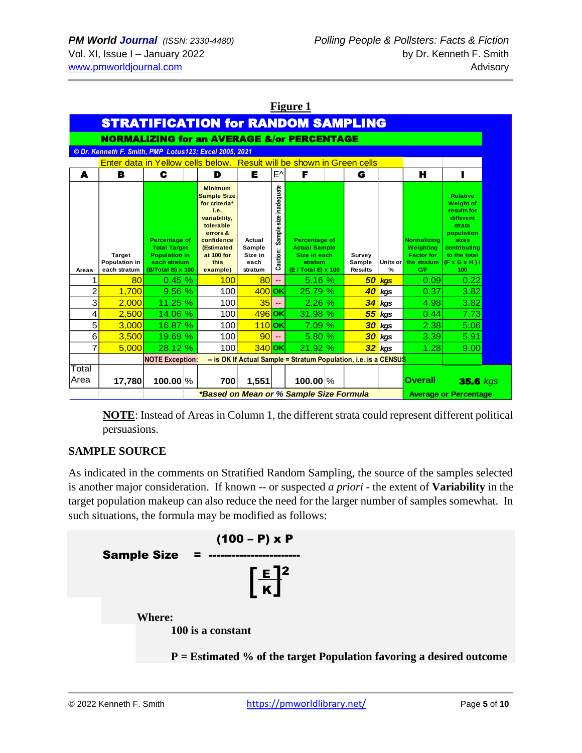**Figure 1**

| STRATIFICATION for RANDOM SAMPLING | | | | | | | | | | |
|---|---|---|---|---|---|---|---|---|---|---|
| NORMALIZING for an AVERAGE &/or PERCENTAGE | | | | | | | | | | |
| © Dr. Kenneth F. Smith, PMP Lotus123; Excel 2005, 2021 | | | | | | | | | | |
| Enter data in Yellow cells below. Result will be shown in Green cells | | | | | | | | | | |
| A | B | C | D | E | E^ | F | G | | H | I |
| Areas | Target Population in each stratum | Percentage of Total Target Population in each stratum (B/Total B) x 100 | Minimum Sample Size for criteria* i.e. variability, tolerable errors & confidence (Estimated at 100 for this example) | Actual Sample Size in each stratum | Caution: Sample size inadequate | Percentage of Actual Sample Size in each stratum (E / Total E) x 100 | Survey Sample Results | Units or % | Normalizing Weighting Factor for the stratum C/F | Relative Weight of results for different strata population sizes contributing to the total (F x G x H ) / 100 |
| 1 | 80 | 0.45 % | 100 | 80 | -- | 5.16 % | 50 | kgs | 0.09 | 0.22 |
| 2 | 1,700 | 9.56 % | 100 | 400 | OK | 25.79 % | 40 | kgs | 0.37 | 3.82 |
| 3 | 2,000 | 11.25 % | 100 | 35 | -- | 2.26 % | 34 | kgs | 4.98 | 3.82 |
| 4 | 2,500 | 14.06 % | 100 | 496 | OK | 31.98 % | 55 | kgs | 0.44 | 7.73 |
| 5 | 3,000 | 16.87 % | 100 | 110 | OK | 7.09 % | 30 | kgs | 2.38 | 5.06 |
| 6 | 3,500 | 19.69 % | 100 | 90 | -- | 5.80 % | 30 | kgs | 3.39 | 5.91 |
| 7 | 5,000 | 28.12 % | 100 | 340 | OK | 21.92 % | 32 | kgs | 1.28 | 9.00 |
| | | NOTE Exception: | -- is OK If Actual Sample = Stratum Population, i.e. is a CENSUS | | | | | | | |
| Total Area | 17,780 | 100.00 % | 700 | 1,551 | | 100.00 % | | | Overall | 35.6 kgs |
| | | | *Based on Mean or % Sample Size Formula | | | | | | Average or Percentage | |

**NOTE**: Instead of Areas in Column 1, the different strata could represent different political persuasions.

## SAMPLE SOURCE

As indicated in the comments on Stratified Random Sampling, the source of the samples selected is another major consideration. If known -- or suspected *a priori* - the extent of **Variability** in the target population makeup can also reduce the need for the larger number of samples somewhat. In such situations, the formula may be modified as follows:

$$\textbf{Sample Size} = \frac{(100 - P) \times P}{\left[\frac{E}{K}\right]^2}$$

**Where:**

**100 is a constant**

**P = Estimated % of the target Population favoring a desired outcome**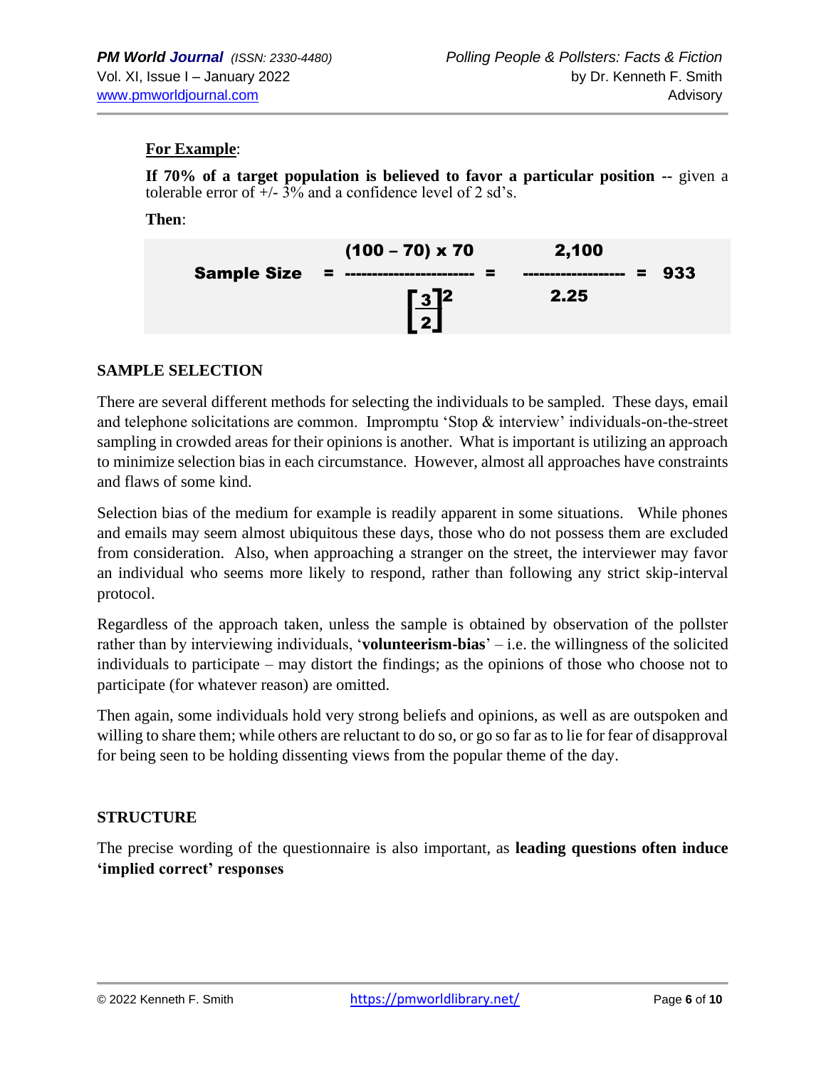**For Example**:

**If 70% of a target population is believed to favor a particular position** -- given a tolerable error of +/- 3% and a confidence level of 2 sd's.

**Then**:

$$\textbf{Sample Size} = \frac{(100 - 70) \times 70}{\left[\frac{3}{2}\right]^2} = \frac{2{,}100}{2.25} = 933$$

## SAMPLE SELECTION

There are several different methods for selecting the individuals to be sampled. These days, email and telephone solicitations are common. Impromptu 'Stop & interview' individuals-on-the-street sampling in crowded areas for their opinions is another. What is important is utilizing an approach to minimize selection bias in each circumstance. However, almost all approaches have constraints and flaws of some kind.

Selection bias of the medium for example is readily apparent in some situations. While phones and emails may seem almost ubiquitous these days, those who do not possess them are excluded from consideration. Also, when approaching a stranger on the street, the interviewer may favor an individual who seems more likely to respond, rather than following any strict skip-interval protocol.

Regardless of the approach taken, unless the sample is obtained by observation of the pollster rather than by interviewing individuals, '**volunteerism-bias**' – i.e. the willingness of the solicited individuals to participate – may distort the findings; as the opinions of those who choose not to participate (for whatever reason) are omitted.

Then again, some individuals hold very strong beliefs and opinions, as well as are outspoken and willing to share them; while others are reluctant to do so, or go so far as to lie for fear of disapproval for being seen to be holding dissenting views from the popular theme of the day.

## STRUCTURE

The precise wording of the questionnaire is also important, as **leading questions often induce 'implied correct' responses**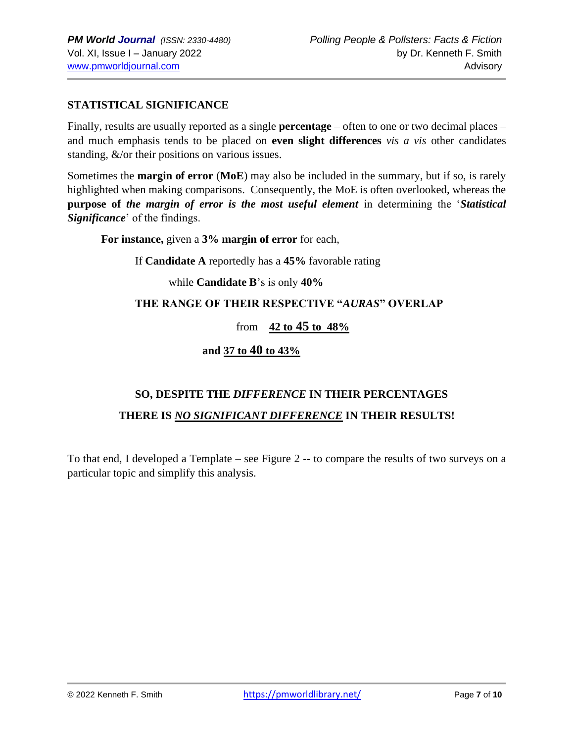## STATISTICAL SIGNIFICANCE

Finally, results are usually reported as a single **percentage** – often to one or two decimal places – and much emphasis tends to be placed on **even slight differences** *vis a vis* other candidates standing, &/or their positions on various issues.

Sometimes the **margin of error** (**MoE**) may also be included in the summary, but if so, is rarely highlighted when making comparisons. Consequently, the MoE is often overlooked, whereas the **purpose of *the margin of error is the most useful element*** in determining the '***Statistical Significance***' of the findings.

**For instance,** given a **3% margin of error** for each,

If **Candidate A** reportedly has a **45%** favorable rating

while **Candidate B**'s is only **40%**

**THE RANGE OF THEIR RESPECTIVE "*AURAS*" OVERLAP**

from **42 to 45 to 48%**

**and 37 to 40 to 43%**

**SO, DESPITE THE *DIFFERENCE* IN THEIR PERCENTAGES**

**THERE IS *NO SIGNIFICANT DIFFERENCE* IN THEIR RESULTS!**

To that end, I developed a Template – see Figure 2 -- to compare the results of two surveys on a particular topic and simplify this analysis.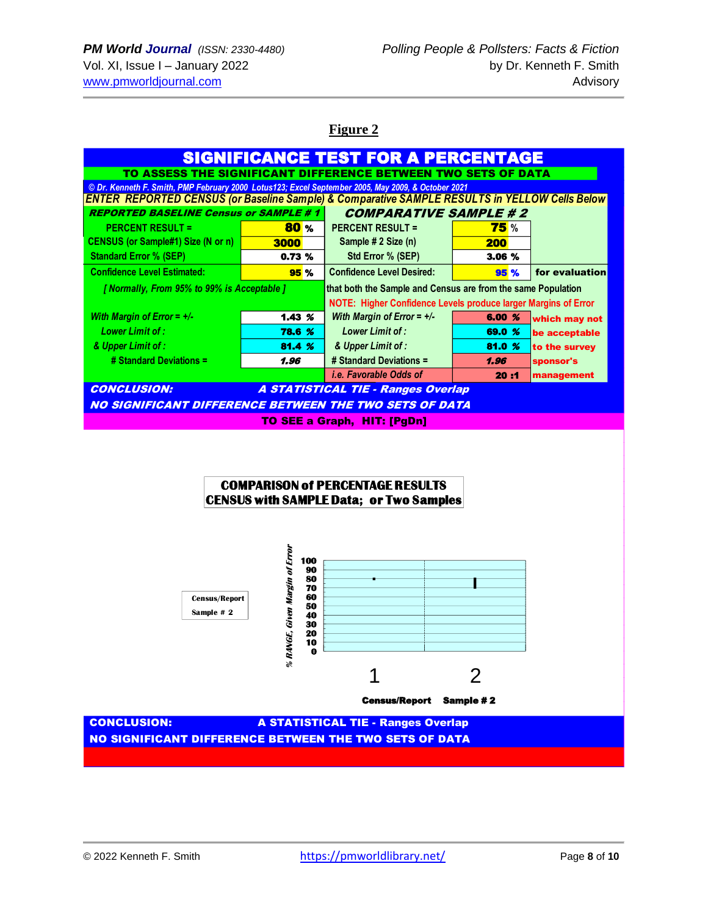## Figure 2

# SIGNIFICANCE TEST FOR A PERCENTAGE

**TO ASSESS THE SIGNIFICANT DIFFERENCE BETWEEN TWO SETS OF DATA**

*© Dr. Kenneth F. Smith, PMP February 2000 Lotus123; Excel September 2005, May 2009, & October 2021*

*ENTER REPORTED CENSUS (or Baseline Sample) & Comparative SAMPLE RESULTS in YELLOW Cells Below*

| *REPORTED BASELINE Census or SAMPLE # 1* | | *COMPARATIVE SAMPLE # 2* | | |
|---|---|---|---|---|
| PERCENT RESULT = | 80 % | PERCENT RESULT = | 75 % | |
| CENSUS (or Sample#1) Size (N or n) | 3000 | Sample # 2 Size (n) | 200 | |
| Standard Error % (SEP) | 0.73 % | Std Error % (SEP) | 3.06 % | |
| Confidence Level Estimated: | 95 % | Confidence Level Desired: | 95 % | for evaluation |
| *[ Normally, From 95% to 99% is Acceptable ]* | | that both the Sample and Census are from the same Population | | |
| | | NOTE: Higher Confidence Levels produce larger Margins of Error | | |
| *With Margin of Error = +/-* | 1.43 % | *With Margin of Error = +/-* | 6.00 % | which may not |
| *Lower Limit of :* | 78.6 % | *Lower Limit of :* | 69.0 % | be acceptable |
| *& Upper Limit of :* | 81.4 % | *& Upper Limit of :* | 81.0 % | to the survey |
| # Standard Deviations = | 1.96 | # Standard Deviations = | 1.96 | sponsor's |
| | | *i.e. Favorable Odds of* | 20 :1 | management |

***CONCLUSION:*** ***A STATISTICAL TIE - Ranges Overlap***

***NO SIGNIFICANT DIFFERENCE BETWEEN THE TWO SETS OF DATA***

**TO SEE a Graph, HIT: [PgDn]**

**COMPARISON of PERCENTAGE RESULTS**
**CENSUS with SAMPLE Data; or Two Samples**

*% RANGE, Given Margin of Error*: 0–100

1 Census/Report — 2 Sample # 2

**CONCLUSION:** **A STATISTICAL TIE - Ranges Overlap**

**NO SIGNIFICANT DIFFERENCE BETWEEN THE TWO SETS OF DATA**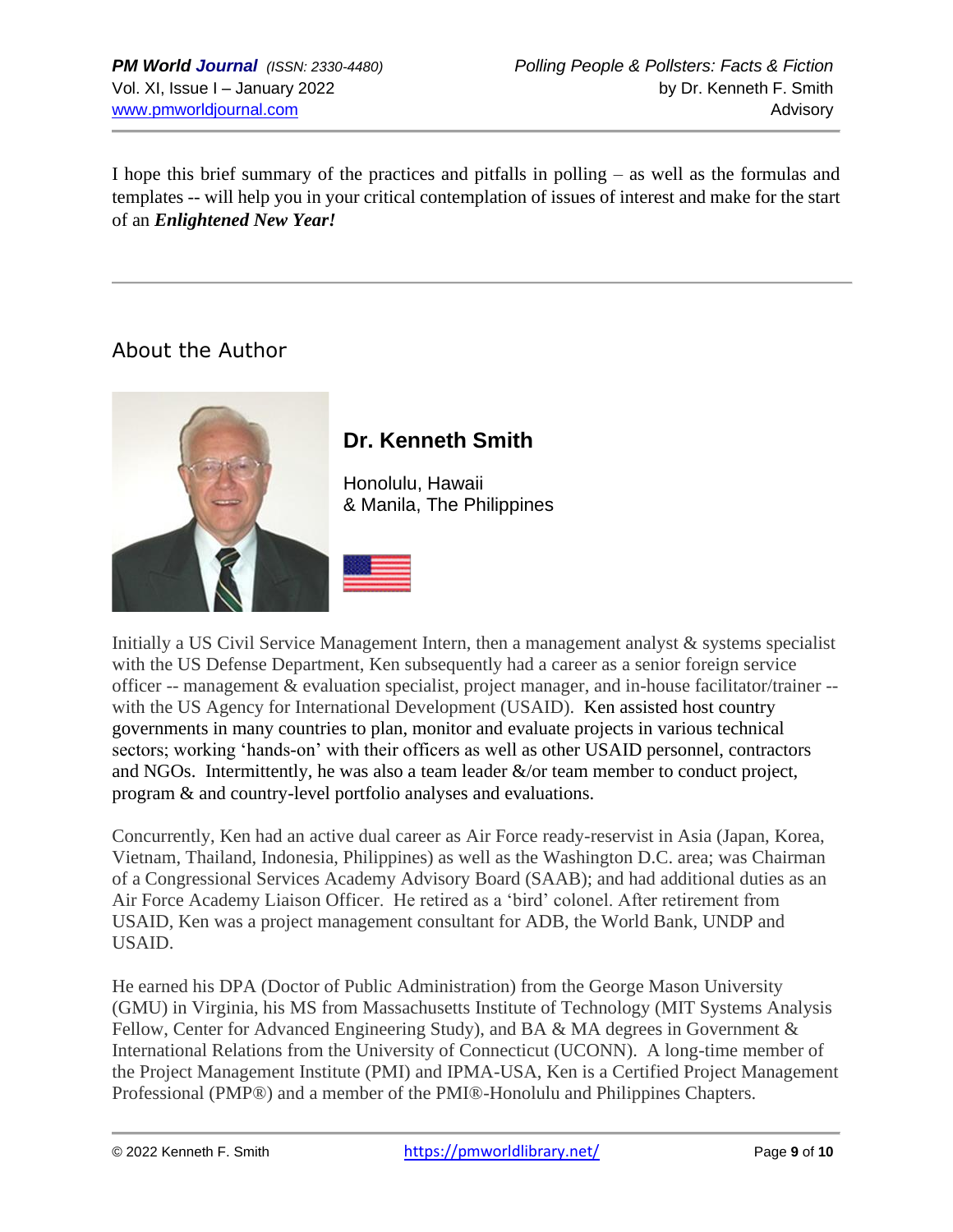I hope this brief summary of the practices and pitfalls in polling – as well as the formulas and templates -- will help you in your critical contemplation of issues of interest and make for the start of an ***Enlightened New Year!***

---

## About the Author

### Dr. Kenneth Smith

Honolulu, Hawaii
& Manila, The Philippines

Initially a US Civil Service Management Intern, then a management analyst & systems specialist with the US Defense Department, Ken subsequently had a career as a senior foreign service officer -- management & evaluation specialist, project manager, and in-house facilitator/trainer -- with the US Agency for International Development (USAID). Ken assisted host country governments in many countries to plan, monitor and evaluate projects in various technical sectors; working 'hands-on' with their officers as well as other USAID personnel, contractors and NGOs. Intermittently, he was also a team leader &/or team member to conduct project, program & and country-level portfolio analyses and evaluations.

Concurrently, Ken had an active dual career as Air Force ready-reservist in Asia (Japan, Korea, Vietnam, Thailand, Indonesia, Philippines) as well as the Washington D.C. area; was Chairman of a Congressional Services Academy Advisory Board (SAAB); and had additional duties as an Air Force Academy Liaison Officer. He retired as a 'bird' colonel. After retirement from USAID, Ken was a project management consultant for ADB, the World Bank, UNDP and USAID.

He earned his DPA (Doctor of Public Administration) from the George Mason University (GMU) in Virginia, his MS from Massachusetts Institute of Technology (MIT Systems Analysis Fellow, Center for Advanced Engineering Study), and BA & MA degrees in Government & International Relations from the University of Connecticut (UCONN). A long-time member of the Project Management Institute (PMI) and IPMA-USA, Ken is a Certified Project Management Professional (PMP®) and a member of the PMI®-Honolulu and Philippines Chapters.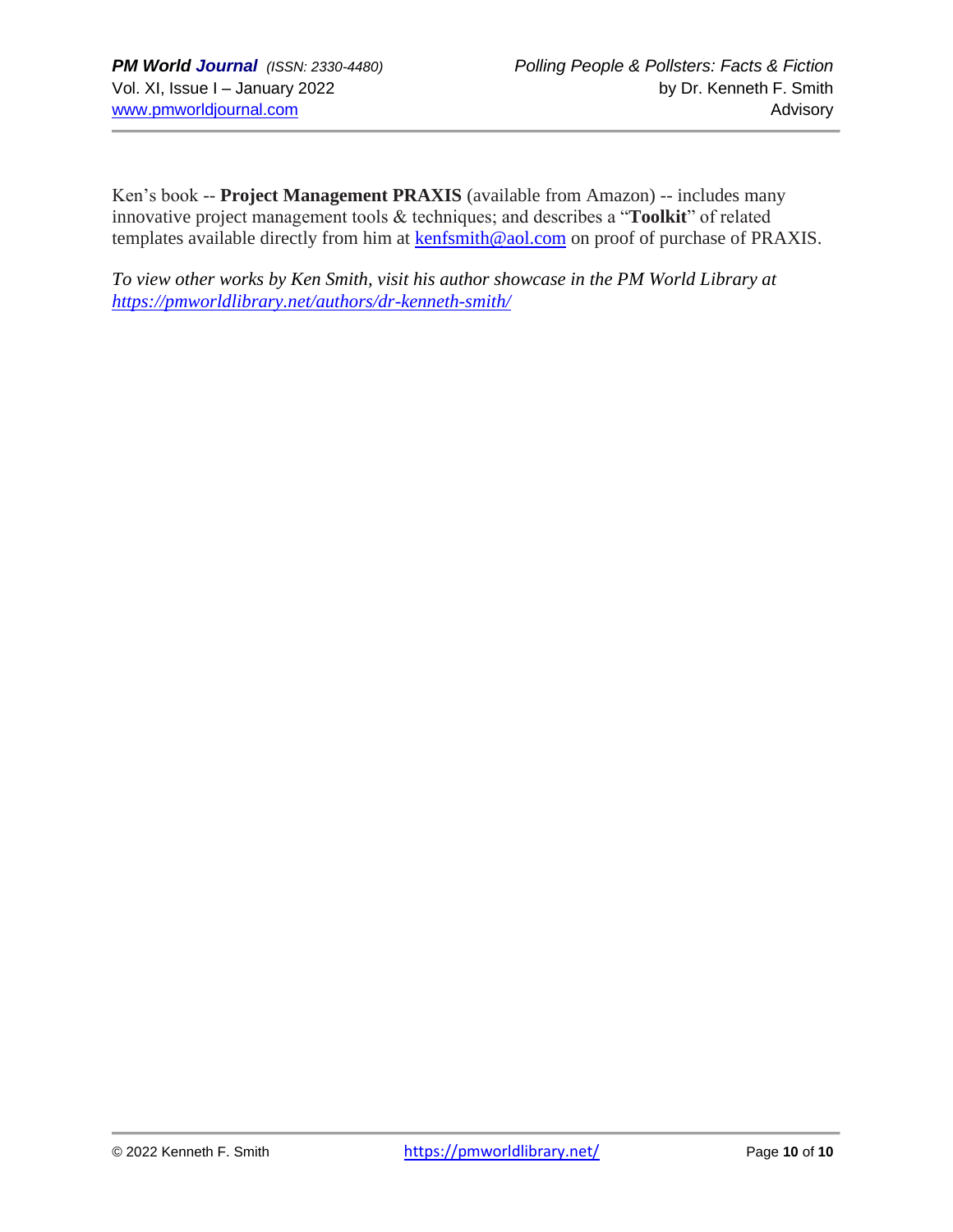Ken's book -- **Project Management PRAXIS** (available from Amazon) -- includes many innovative project management tools & techniques; and describes a "**Toolkit**" of related templates available directly from him at kenfsmith@aol.com on proof of purchase of PRAXIS.

*To view other works by Ken Smith, visit his author showcase in the PM World Library at https://pmworldlibrary.net/authors/dr-kenneth-smith/*